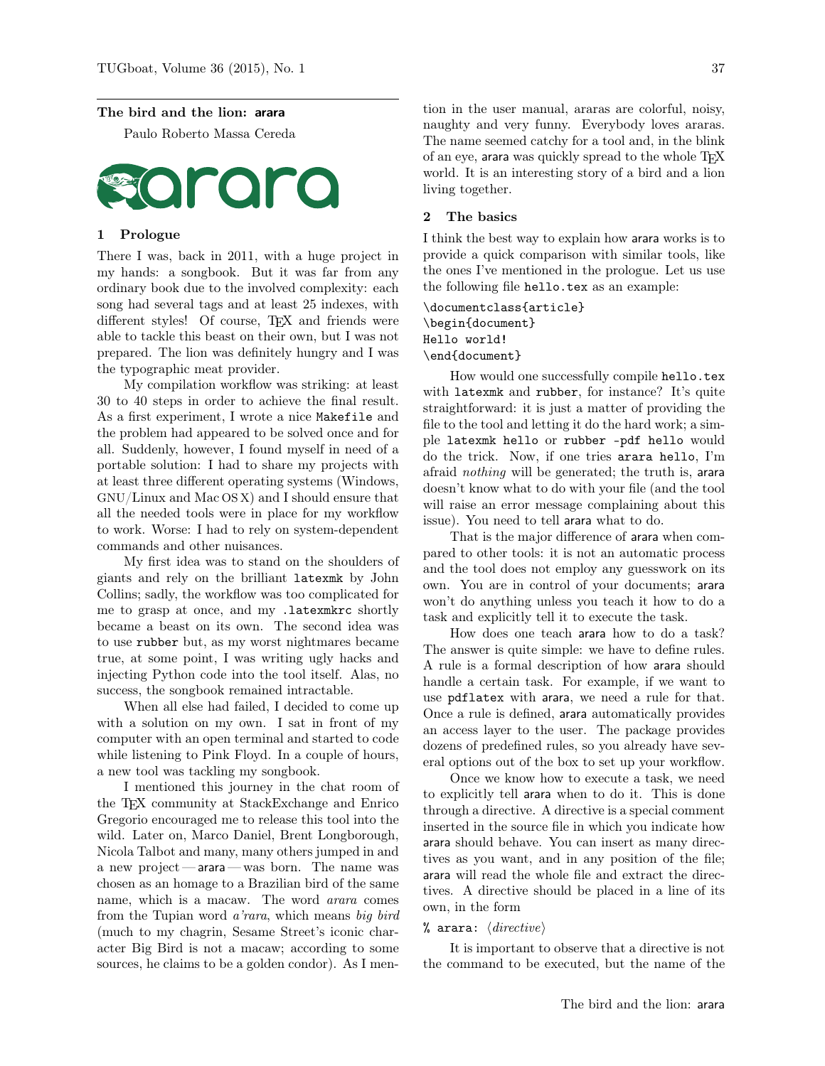# The bird and the lion: arara

Paulo Roberto Massa Cereda

## 1 Prologue

There I was, back in 2011, with a huge project in my hands: a songbook. But it was far from any ordinary book due to the involved complexity: each song had several tags and at least 25 indexes, with different styles! Of course, TeX and friends were able to tackle this beast on their own, but I was not prepared. The lion was definitely hungry and I was the typographic meat provider.

My compilation workflow was striking: at least 30 to 40 steps in order to achieve the final result. As a first experiment, I wrote a nice `Makefile` and the problem had appeared to be solved once and for all. Suddenly, however, I found myself in need of a portable solution: I had to share my projects with at least three different operating systems (Windows, GNU/Linux and Mac OS X) and I should ensure that all the needed tools were in place for my workflow to work. Worse: I had to rely on system-dependent commands and other nuisances.

My first idea was to stand on the shoulders of giants and rely on the brilliant `latexmk` by John Collins; sadly, the workflow was too complicated for me to grasp at once, and my `.latexmkrc` shortly became a beast on its own. The second idea was to use `rubber` but, as my worst nightmares became true, at some point, I was writing ugly hacks and injecting Python code into the tool itself. Alas, no success, the songbook remained intractable.

When all else had failed, I decided to come up with a solution on my own. I sat in front of my computer with an open terminal and started to code while listening to Pink Floyd. In a couple of hours, a new tool was tackling my songbook.

I mentioned this journey in the chat room of the TeX community at StackExchange and Enrico Gregorio encouraged me to release this tool into the wild. Later on, Marco Daniel, Brent Longborough, Nicola Talbot and many, many others jumped in and a new project — arara — was born. The name was chosen as an homage to a Brazilian bird of the same name, which is a macaw. The word *arara* comes from the Tupian word *a'rara*, which means *big bird* (much to my chagrin, Sesame Street's iconic character Big Bird is not a macaw; according to some sources, he claims to be a golden condor). As I mention in the user manual, araras are colorful, noisy, naughty and very funny. Everybody loves araras. The name seemed catchy for a tool and, in the blink of an eye, arara was quickly spread to the whole TeX world. It is an interesting story of a bird and a lion living together.

## 2 The basics

I think the best way to explain how arara works is to provide a quick comparison with similar tools, like the ones I've mentioned in the prologue. Let us use the following file `hello.tex` as an example:

```
\documentclass{article}
\begin{document}
Hello world!
\end{document}
```

How would one successfully compile `hello.tex` with `latexmk` and `rubber`, for instance? It's quite straightforward: it is just a matter of providing the file to the tool and letting it do the hard work; a simple `latexmk hello` or `rubber -pdf hello` would do the trick. Now, if one tries `arara hello`, I'm afraid *nothing* will be generated; the truth is, arara doesn't know what to do with your file (and the tool will raise an error message complaining about this issue). You need to tell arara what to do.

That is the major difference of arara when compared to other tools: it is not an automatic process and the tool does not employ any guesswork on its own. You are in control of your documents; arara won't do anything unless you teach it how to do a task and explicitly tell it to execute the task.

How does one teach arara how to do a task? The answer is quite simple: we have to define rules. A rule is a formal description of how arara should handle a certain task. For example, if we want to use `pdflatex` with arara, we need a rule for that. Once a rule is defined, arara automatically provides an access layer to the user. The package provides dozens of predefined rules, so you already have several options out of the box to set up your workflow.

Once we know how to execute a task, we need to explicitly tell arara when to do it. This is done through a directive. A directive is a special comment inserted in the source file in which you indicate how arara should behave. You can insert as many directives as you want, and in any position of the file; arara will read the whole file and extract the directives. A directive should be placed in a line of its own, in the form

```
% arara: ⟨directive⟩
```

It is important to observe that a directive is not the command to be executed, but the name of the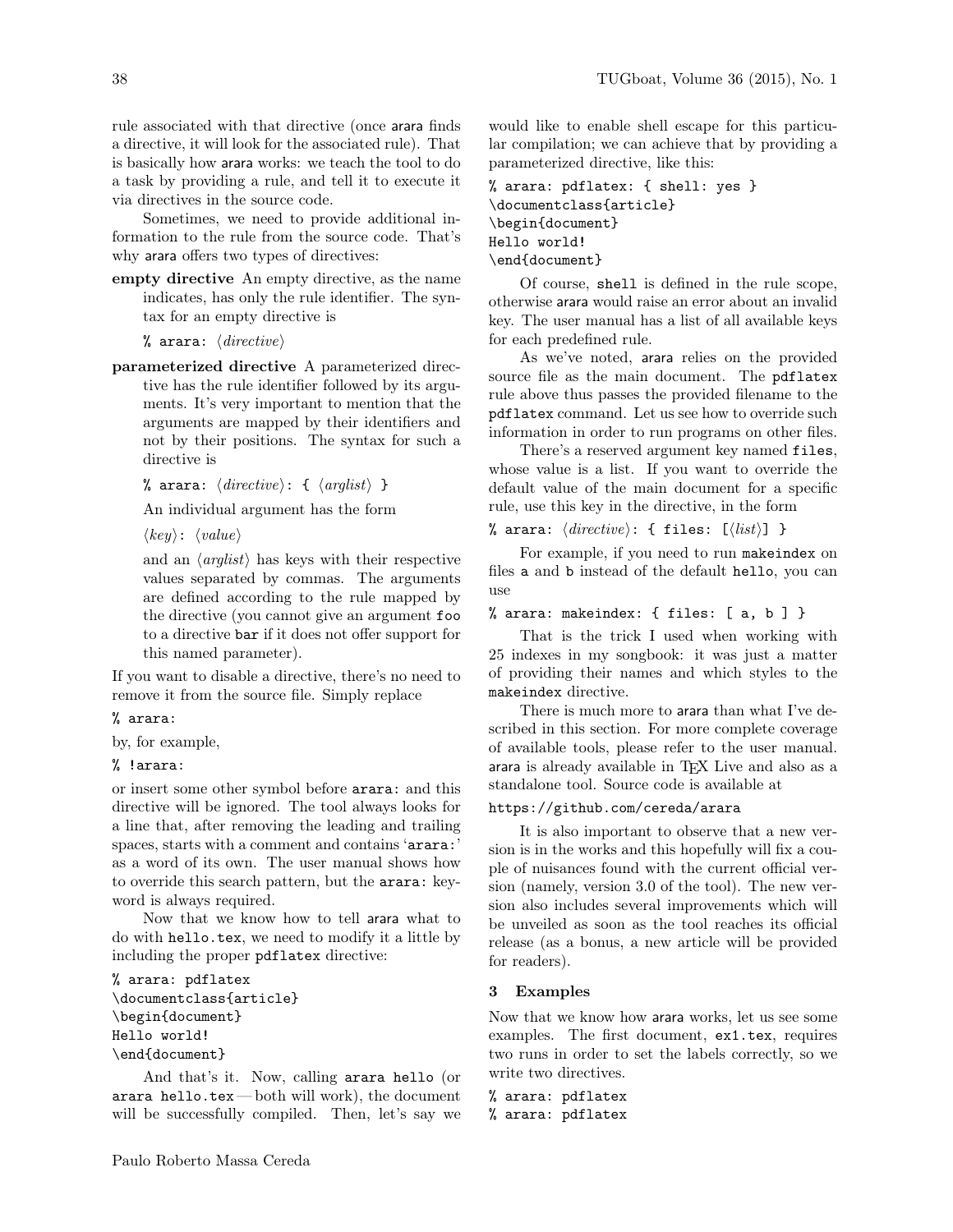rule associated with that directive (once arara finds a directive, it will look for the associated rule). That is basically how arara works: we teach the tool to do a task by providing a rule, and tell it to execute it via directives in the source code.

Sometimes, we need to provide additional information to the rule from the source code. That's why arara offers two types of directives:

**empty directive** An empty directive, as the name indicates, has only the rule identifier. The syntax for an empty directive is

`% arara:` ⟨*directive*⟩

**parameterized directive** A parameterized directive has the rule identifier followed by its arguments. It's very important to mention that the arguments are mapped by their identifiers and not by their positions. The syntax for such a directive is

`% arara:` ⟨*directive*⟩`: {` ⟨*arglist*⟩ `}`

An individual argument has the form

⟨*key*⟩`:` ⟨*value*⟩

and an ⟨*arglist*⟩ has keys with their respective values separated by commas. The arguments are defined according to the rule mapped by the directive (you cannot give an argument `foo` to a directive `bar` if it does not offer support for this named parameter).

If you want to disable a directive, there's no need to remove it from the source file. Simply replace

```
% arara:
```

by, for example,

```
% !arara:
```

or insert some other symbol before `arara:` and this directive will be ignored. The tool always looks for a line that, after removing the leading and trailing spaces, starts with a comment and contains '`arara:`' as a word of its own. The user manual shows how to override this search pattern, but the `arara:` keyword is always required.

Now that we know how to tell arara what to do with `hello.tex`, we need to modify it a little by including the proper `pdflatex` directive:

```
% arara: pdflatex
\documentclass{article}
\begin{document}
Hello world!
\end{document}
```

And that's it. Now, calling `arara hello` (or `arara hello.tex` — both will work), the document will be successfully compiled. Then, let's say we would like to enable shell escape for this particular compilation; we can achieve that by providing a parameterized directive, like this:

```
% arara: pdflatex: { shell: yes }
\documentclass{article}
\begin{document}
Hello world!
\end{document}
```

Of course, `shell` is defined in the rule scope, otherwise arara would raise an error about an invalid key. The user manual has a list of all available keys for each predefined rule.

As we've noted, arara relies on the provided source file as the main document. The `pdflatex` rule above thus passes the provided filename to the `pdflatex` command. Let us see how to override such information in order to run programs on other files.

There's a reserved argument key named `files`, whose value is a list. If you want to override the default value of the main document for a specific rule, use this key in the directive, in the form

`% arara:` ⟨*directive*⟩`: { files: [`⟨*list*⟩`] }`

For example, if you need to run `makeindex` on files `a` and `b` instead of the default `hello`, you can use

```
% arara: makeindex: { files: [ a, b ] }
```

That is the trick I used when working with 25 indexes in my songbook: it was just a matter of providing their names and which styles to the `makeindex` directive.

There is much more to arara than what I've described in this section. For more complete coverage of available tools, please refer to the user manual. arara is already available in TeX Live and also as a standalone tool. Source code is available at

```
https://github.com/cereda/arara
```

It is also important to observe that a new version is in the works and this hopefully will fix a couple of nuisances found with the current official version (namely, version 3.0 of the tool). The new version also includes several improvements which will be unveiled as soon as the tool reaches its official release (as a bonus, a new article will be provided for readers).

## 3 Examples

Now that we know how arara works, let us see some examples. The first document, `ex1.tex`, requires two runs in order to set the labels correctly, so we write two directives.

```
% arara: pdflatex
% arara: pdflatex
```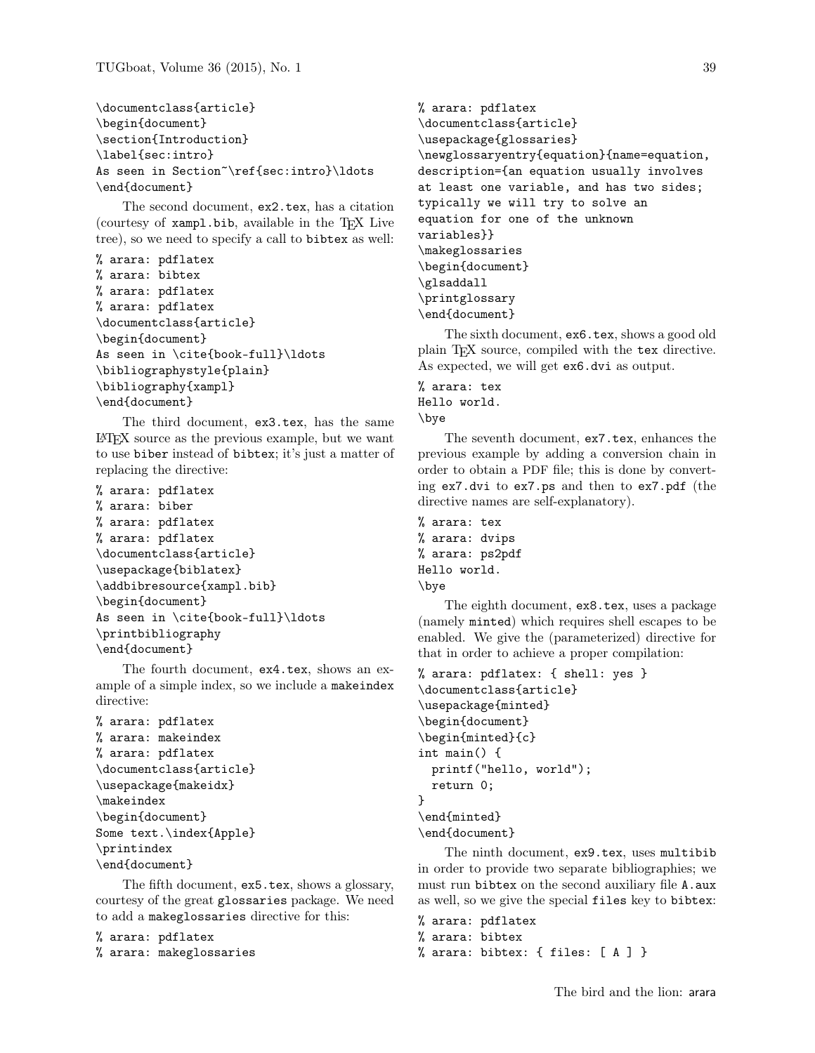```
\documentclass{article}
\begin{document}
\section{Introduction}
\label{sec:intro}
As seen in Section~\ref{sec:intro}\ldots
\end{document}
```

The second document, `ex2.tex`, has a citation (courtesy of `xampl.bib`, available in the TeX Live tree), so we need to specify a call to `bibtex` as well:

```
% arara: pdflatex
% arara: bibtex
% arara: pdflatex
% arara: pdflatex
\documentclass{article}
\begin{document}
As seen in \cite{book-full}\ldots
\bibliographystyle{plain}
\bibliography{xampl}
\end{document}
```

The third document, `ex3.tex`, has the same LaTeX source as the previous example, but we want to use `biber` instead of `bibtex`; it's just a matter of replacing the directive:

```
% arara: pdflatex
% arara: biber
% arara: pdflatex
% arara: pdflatex
\documentclass{article}
\usepackage{biblatex}
\addbibresource{xampl.bib}
\begin{document}
As seen in \cite{book-full}\ldots
\printbibliography
\end{document}
```

The fourth document, `ex4.tex`, shows an example of a simple index, so we include a `makeindex` directive:

```
% arara: pdflatex
% arara: makeindex
% arara: pdflatex
\documentclass{article}
\usepackage{makeidx}
\makeindex
\begin{document}
Some text.\index{Apple}
\printindex
\end{document}
```

The fifth document, `ex5.tex`, shows a glossary, courtesy of the great `glossaries` package. We need to add a `makeglossaries` directive for this:

```
% arara: pdflatex
% arara: makeglossaries
% arara: pdflatex
\documentclass{article}
\usepackage{glossaries}
\newglossaryentry{equation}{name=equation,
description={an equation usually involves
at least one variable, and has two sides;
typically we will try to solve an
equation for one of the unknown
variables}}
\makeglossaries
\begin{document}
\glsaddall
\printglossary
\end{document}
```

The sixth document, `ex6.tex`, shows a good old plain TeX source, compiled with the `tex` directive. As expected, we will get `ex6.dvi` as output.

```
% arara: tex
Hello world.
\bye
```

The seventh document, `ex7.tex`, enhances the previous example by adding a conversion chain in order to obtain a PDF file; this is done by converting `ex7.dvi` to `ex7.ps` and then to `ex7.pdf` (the directive names are self-explanatory).

```
% arara: tex
% arara: dvips
% arara: ps2pdf
Hello world.
\bye
```

The eighth document, `ex8.tex`, uses a package (namely `minted`) which requires shell escapes to be enabled. We give the (parameterized) directive for that in order to achieve a proper compilation:

```
% arara: pdflatex: { shell: yes }
\documentclass{article}
\usepackage{minted}
\begin{document}
\begin{minted}{c}
int main() {
  printf("hello, world");
  return 0;
}
\end{minted}
\end{document}
```

The ninth document, `ex9.tex`, uses `multibib` in order to provide two separate bibliographies; we must run `bibtex` on the second auxiliary file `A.aux` as well, so we give the special `files` key to `bibtex`:

```
% arara: pdflatex
% arara: bibtex
% arara: bibtex: { files: [ A ] }
```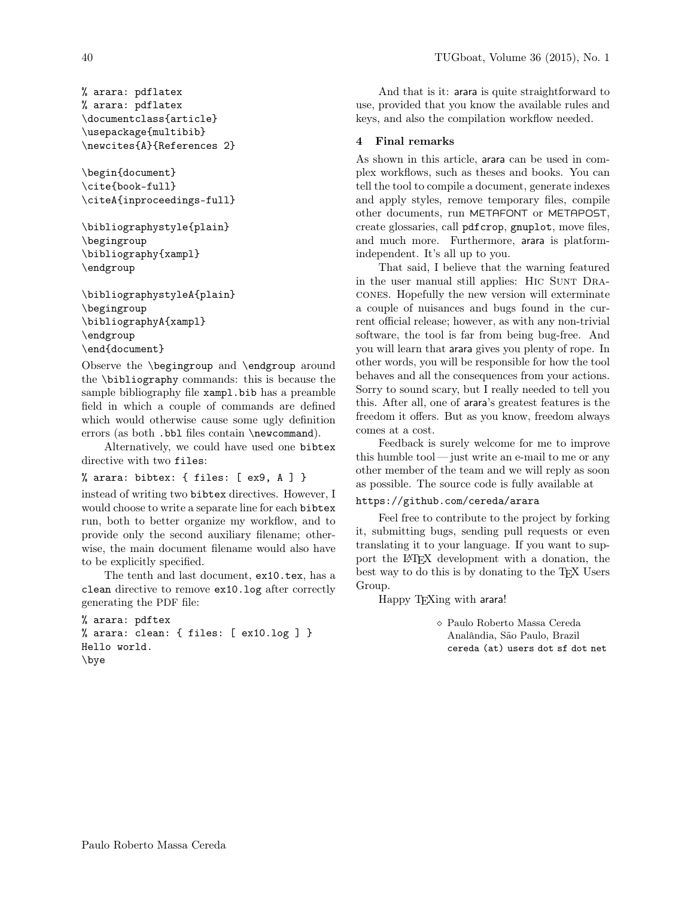```
% arara: pdflatex
% arara: pdflatex
\documentclass{article}
\usepackage{multibib}
\newcites{A}{References 2}

\begin{document}
\cite{book-full}
\citeA{inproceedings-full}

\bibliographystyle{plain}
\begingroup
\bibliography{xampl}
\endgroup

\bibliographystyleA{plain}
\begingroup
\bibliographyA{xampl}
\endgroup
\end{document}
```

Observe the `\begingroup` and `\endgroup` around the `\bibliography` commands: this is because the sample bibliography file `xampl.bib` has a preamble field in which a couple of commands are defined which would otherwise cause some ugly definition errors (as both `.bbl` files contain `\newcommand`).

Alternatively, we could have used one `bibtex` directive with two `files`:

```
% arara: bibtex: { files: [ ex9, A ] }
```

instead of writing two `bibtex` directives. However, I would choose to write a separate line for each `bibtex` run, both to better organize my workflow, and to provide only the second auxiliary filename; otherwise, the main document filename would also have to be explicitly specified.

The tenth and last document, `ex10.tex`, has a `clean` directive to remove `ex10.log` after correctly generating the PDF file:

```
% arara: pdftex
% arara: clean: { files: [ ex10.log ] }
Hello world.
\bye
```

And that is it: arara is quite straightforward to use, provided that you know the available rules and keys, and also the compilation workflow needed.

## 4 Final remarks

As shown in this article, arara can be used in complex workflows, such as theses and books. You can tell the tool to compile a document, generate indexes and apply styles, remove temporary files, compile other documents, run METAFONT or METAPOST, create glossaries, call `pdfcrop`, `gnuplot`, move files, and much more. Furthermore, arara is platform-independent. It's all up to you.

That said, I believe that the warning featured in the user manual still applies: Hic Sunt Dracones. Hopefully the new version will exterminate a couple of nuisances and bugs found in the current official release; however, as with any non-trivial software, the tool is far from being bug-free. And you will learn that arara gives you plenty of rope. In other words, you will be responsible for how the tool behaves and all the consequences from your actions. Sorry to sound scary, but I really needed to tell you this. After all, one of arara's greatest features is the freedom it offers. But as you know, freedom always comes at a cost.

Feedback is surely welcome for me to improve this humble tool — just write an e-mail to me or any other member of the team and we will reply as soon as possible. The source code is fully available at

`https://github.com/cereda/arara`

Feel free to contribute to the project by forking it, submitting bugs, sending pull requests or even translating it to your language. If you want to support the LaTeX development with a donation, the best way to do this is by donating to the TeX Users Group.

Happy TeXing with arara!

◇ Paulo Roberto Massa Cereda
Analândia, São Paulo, Brazil
`cereda (at) users dot sf dot net`